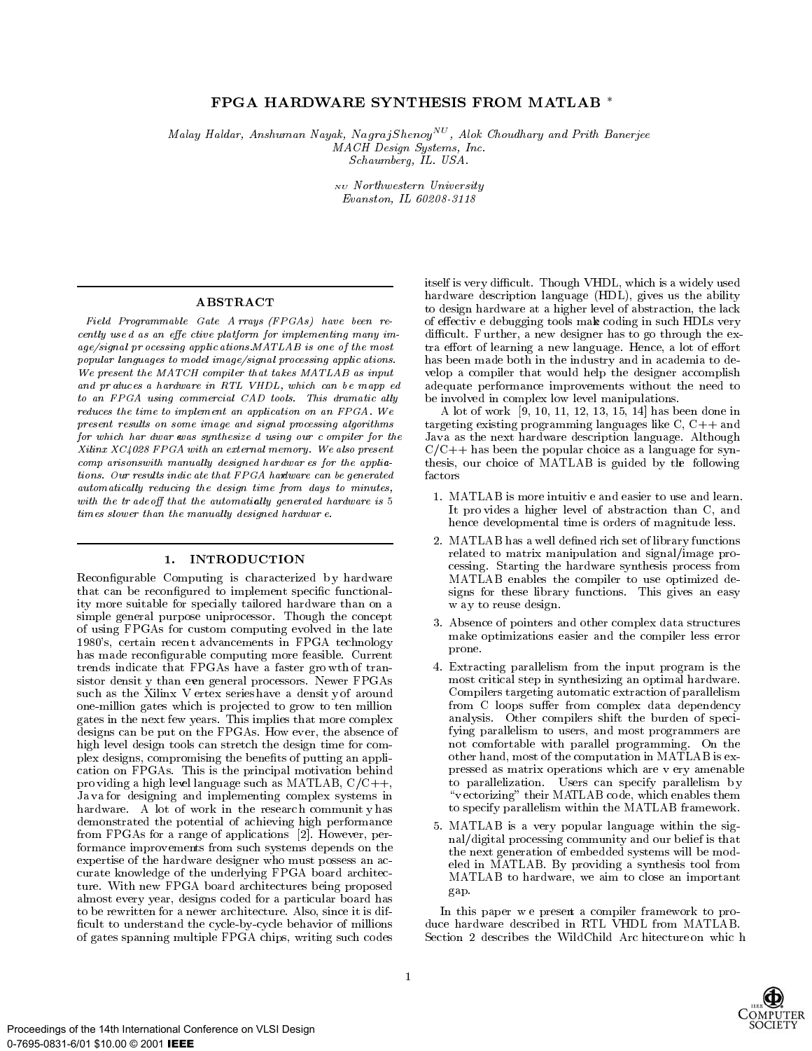# FPGA HARDWARE SYNTHESIS FROM MATLAB *

*Malay Haldar, Anshuman Nayak, NagrajShenoy[NU], Alok Choudhary and Prith Banerjee*
*MACH Design Systems, Inc.*
*Schaumberg, IL. USA.*

*[NU] Northwestern University*
*Evanston, IL 60208-3118*

## ABSTRACT

*Field Programmable Gate Arrays (FPGAs) have been recently used as an effective platform for implementing many image/signal processing applications. MATLAB is one of the most popular languages to model image/signal processing applications. We present the MATCH compiler that takes MATLAB as input and produces a hardware in RTL VHDL, which can be mapped to an FPGA using commercial CAD tools. This dramatically reduces the time to implement an application on an FPGA. We present results on some image and signal processing algorithms for which hardware was synthesized using our compiler for the Xilinx XC4028 FPGA with an external memory. We also present comparisons with manually designed hardwares for the applications. Our results indicate that FPGA hardware can be generated automatically reducing the design time from days to minutes, with the tradeoff that the automatically generated hardware is 5 times slower than the manually designed hardware.*

## 1. INTRODUCTION

Reconfigurable Computing is characterized by hardware that can be reconfigured to implement specific functionality more suitable for specially tailored hardware than on a simple general purpose uniprocessor. Though the concept of using FPGAs for custom computing evolved in the late 1980's, certain recent advancements in FPGA technology has made reconfigurable computing more feasible. Current trends indicate that FPGAs have a faster growth of transistor density than even general processors. Newer FPGAs such as the Xilinx Vertex series have a density of around one-million gates which is projected to grow to ten million gates in the next few years. This implies that more complex designs can be put on the FPGAs. However, the absence of high level design tools can stretch the design time for complex designs, compromising the benefits of putting an application on FPGAs. This is the principal motivation behind providing a high level language such as MATLAB, C/C++, Java for designing and implementing complex systems in hardware. A lot of work in the research community has demonstrated the potential of achieving high performance from FPGAs for a range of applications [2]. However, performance improvements from such systems depends on the expertise of the hardware designer who must possess an accurate knowledge of the underlying FPGA board architecture. With new FPGA board architectures being proposed almost every year, designs coded for a particular board has to be rewritten for a newer architecture. Also, since it is difficult to understand the cycle-by-cycle behavior of millions of gates spanning multiple FPGA chips, writing such codes itself is very difficult. Though VHDL, which is a widely used hardware description language (HDL), gives us the ability to design hardware at a higher level of abstraction, the lack of effective debugging tools make coding in such HDLs very difficult. Further, a new designer has to go through the extra effort of learning a new language. Hence, a lot of effort has been made both in the industry and in academia to develop a compiler that would help the designer accomplish adequate performance improvements without the need to be involved in complex low level manipulations.

A lot of work [9, 10, 11, 12, 13, 15, 14] has been done in targeting existing programming languages like C, C++ and Java as the next hardware description language. Although C/C++ has been the popular choice as a language for synthesis, our choice of MATLAB is guided by the following factors

1. MATLAB is more intuitive and easier to use and learn. It provides a higher level of abstraction than C, and hence developmental time is orders of magnitude less.
2. MATLAB has a well defined rich set of library functions related to matrix manipulation and signal/image processing. Starting the hardware synthesis process from MATLAB enables the compiler to use optimized designs for these library functions. This gives an easy way to reuse design.
3. Absence of pointers and other complex data structures make optimizations easier and the compiler less error prone.
4. Extracting parallelism from the input program is the most critical step in synthesizing an optimal hardware. Compilers targeting automatic extraction of parallelism from C loops suffer from complex data dependency analysis. Other compilers shift the burden of specifying parallelism to users, and most programmers are not comfortable with parallel programming. On the other hand, most of the computation in MATLAB is expressed as matrix operations which are very amenable to parallelization. Users can specify parallelism by "vectorizing" their MATLAB code, which enables them to specify parallelism within the MATLAB framework.
5. MATLAB is a very popular language within the signal/digital processing community and our belief is that the next generation of embedded systems will be modeled in MATLAB. By providing a synthesis tool from MATLAB to hardware, we aim to close an important gap.

In this paper we present a compiler framework to produce hardware described in RTL VHDL from MATLAB. Section 2 describes the WildChild Architecture on which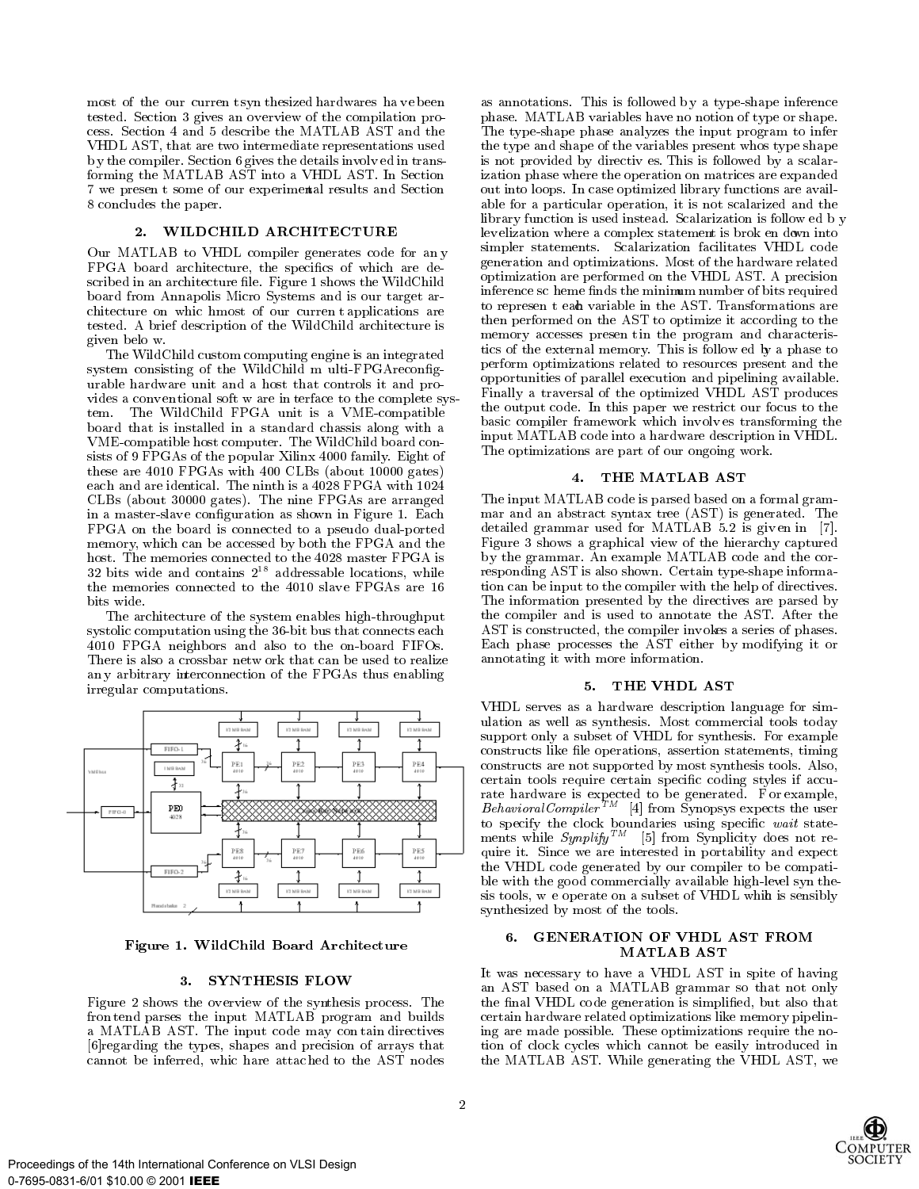most of the our current synthesized hardwares have been tested. Section 3 gives an overview of the compilation process. Section 4 and 5 describe the MATLAB AST and the VHDL AST, that are two intermediate representations used by the compiler. Section 6 gives the details involved in transforming the MATLAB AST into a VHDL AST. In Section 7 we present some of our experimental results and Section 8 concludes the paper.

## 2. WILDCHILD ARCHITECTURE

Our MATLAB to VHDL compiler generates code for any FPGA board architecture, the specifics of which are described in an architecture file. Figure 1 shows the WildChild board from Annapolis Micro Systems and is our target architecture on which most of our current applications are tested. A brief description of the WildChild architecture is given below.

The WildChild custom computing engine is an integrated system consisting of the WildChild multi-FPGA reconfigurable hardware unit and a host that controls it and provides a conventional software interface to the complete system. The WildChild FPGA unit is a VME-compatible board that is installed in a standard chassis along with a VME-compatible host computer. The WildChild board consists of 9 FPGAs of the popular Xilinx 4000 family. Eight of these are 4010 FPGAs with 400 CLBs (about 10000 gates) each and are identical. The ninth is a 4028 FPGA with 1024 CLBs (about 30000 gates). The nine FPGAs are arranged in a master-slave configuration as shown in Figure 1. Each FPGA on the board is connected to a pseudo dual-ported memory, which can be accessed by both the FPGA and the host. The memories connected to the 4028 master FPGA is 32 bits wide and contains $2^{18}$ addressable locations, while the memories connected to the 4010 slave FPGAs are 16 bits wide.

The architecture of the system enables high-throughput systolic computation using the 36-bit bus that connects each 4010 FPGA neighbors and also to the on-board FIFOs. There is also a crossbar network that can be used to realize any arbitrary interconnection of the FPGAs thus enabling irregular computations.

Figure 1. WildChild Board Architecture

## 3. SYNTHESIS FLOW

Figure 2 shows the overview of the synthesis process. The frontend parses the input MATLAB program and builds a MATLAB AST. The input code may contain directives [6]regarding the types, shapes and precision of arrays that cannot be inferred, which are attached to the AST nodes as annotations. This is followed by a type-shape inference phase. MATLAB variables have no notion of type or shape. The type-shape phase analyzes the input program to infer the type and shape of the variables present whos type shape is not provided by directives. This is followed by a scalarization phase where the operation on matrices are expanded out into loops. In case optimized library functions are available for a particular operation, it is not scalarized and the library function is used instead. Scalarization is followed by levelization where a complex statement is broken down into simpler statements. Scalarization facilitates VHDL code generation and optimizations. Most of the hardware related optimization are performed on the VHDL AST. A precision inference scheme finds the minimum number of bits required to represent each variable in the AST. Transformations are then performed on the AST to optimize it according to the memory accesses present in the program and characteristics of the external memory. This is followed by a phase to perform optimizations related to resources present and the opportunities of parallel execution and pipelining available. Finally a traversal of the optimized VHDL AST produces the output code. In this paper we restrict our focus to the basic compiler framework which involves transforming the input MATLAB code into a hardware description in VHDL. The optimizations are part of our ongoing work.

## 4. THE MATLAB AST

The input MATLAB code is parsed based on a formal grammar and an abstract syntax tree (AST) is generated. The detailed grammar used for MATLAB 5.2 is given in [7]. Figure 3 shows a graphical view of the hierarchy captured by the grammar. An example MATLAB code and the corresponding AST is also shown. Certain type-shape information can be input to the compiler with the help of directives. The information presented by the directives are parsed by the compiler and is used to annotate the AST. After the AST is constructed, the compiler invokes a series of phases. Each phase processes the AST either by modifying it or annotating it with more information.

## 5. THE VHDL AST

VHDL serves as a hardware description language for simulation as well as synthesis. Most commercial tools today support only a subset of VHDL for synthesis. For example constructs like file operations, assertion statements, timing constructs are not supported by most synthesis tools. Also, certain tools require certain specific coding styles if accurate hardware is expected to be generated. For example, *BehavioralCompiler*$^{TM}$ [4] from Synopsys expects the user to specify the clock boundaries using specific *wait* statements while *Synplify*$^{TM}$ [5] from Synplicity does not require it. Since we are interested in portability and expect the VHDL code generated by our compiler to be compatible with the good commercially available high-level synthesis tools, we operate on a subset of VHDL which is sensibly synthesized by most of the tools.

## 6. GENERATION OF VHDL AST FROM MATLAB AST

It was necessary to have a VHDL AST in spite of having an AST based on a MATLAB grammar so that not only the final VHDL code generation is simplified, but also that certain hardware related optimizations like memory pipelining are made possible. These optimizations require the notion of clock cycles which cannot be easily introduced in the MATLAB AST. While generating the VHDL AST, we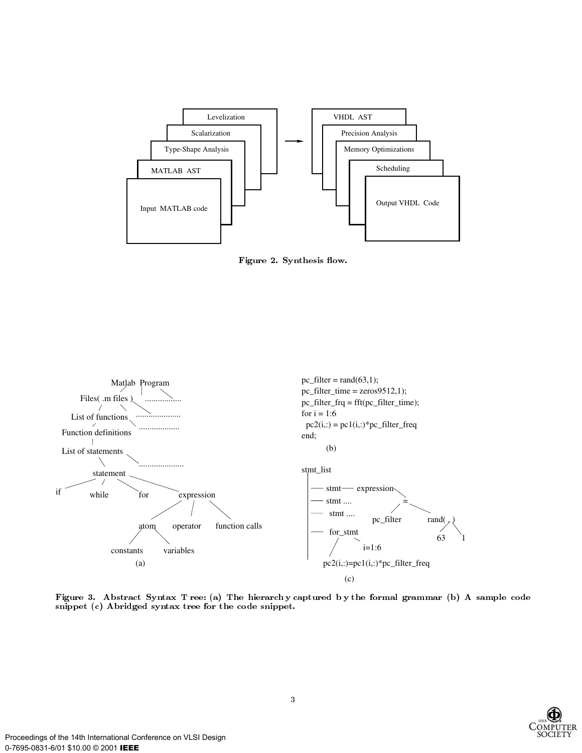Figure 2. Synthesis flow.

```
pc_filter = rand(63,1);
pc_filter_time = zeros9512,1);
pc_filter_frq = fft(pc_filter_time);
for i = 1:6
  pc2(i,:) = pc1(i,:)*pc_filter_freq
end;
```

(b)

Figure 3. Abstract Syntax Tree: (a) The hierarchy captured by the formal grammar (b) A sample code snippet (c) Abridged syntax tree for the code snippet.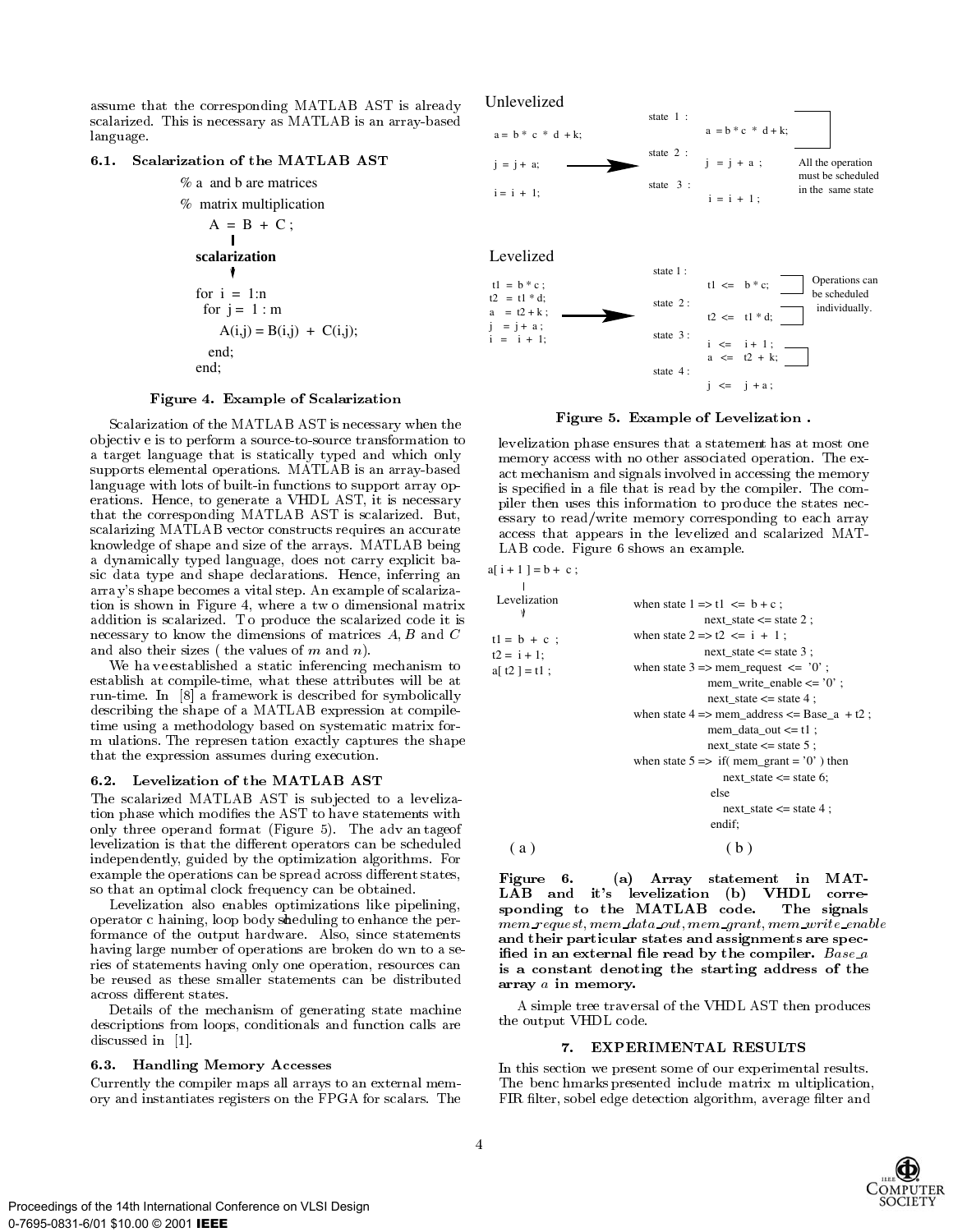assume that the corresponding MATLAB AST is already scalarized. This is necessary as MATLAB is an array-based language.

### 6.1. Scalarization of the MATLAB AST

```
% a and b are matrices
% matrix multiplication
   A = B + C ;
        |
  scalarization
        |
for i = 1:n
  for j = 1 : m
      A(i,j) = B(i,j) + C(i,j);
  end;
end;
```

**Figure 4. Example of Scalarization**

Scalarization of the MATLAB AST is necessary when the objective is to perform a source-to-source transformation to a target language that is statically typed and which only supports elemental operations. MATLAB is an array-based language with lots of built-in functions to support array operations. Hence, to generate a VHDL AST, it is necessary that the corresponding MATLAB AST is scalarized. But, scalarizing MATLAB vector constructs requires an accurate knowledge of shape and size of the arrays. MATLAB being a dynamically typed language, does not carry explicit basic data type and shape declarations. Hence, inferring an array's shape becomes a vital step. An example of scalarization is shown in Figure 4, where a two dimensional matrix addition is scalarized. To produce the scalarized code it is necessary to know the dimensions of matrices $A, B$ and $C$ and also their sizes ( the values of $m$ and $n$).

We have established a static inferencing mechanism to establish at compile-time, what these attributes will be at run-time. In [8] a framework is described for symbolically describing the shape of a MATLAB expression at compile-time using a methodology based on systematic matrix formulations. The representation exactly captures the shape that the expression assumes during execution.

### 6.2. Levelization of the MATLAB AST

The scalarized MATLAB AST is subjected to a levelization phase which modifies the AST to have statements with only three operand format (Figure 5). The advantage of levelization is that the different operators can be scheduled independently, guided by the optimization algorithms. For example the operations can be spread across different states, so that an optimal clock frequency can be obtained.

Levelization also enables optimizations like pipelining, operator chaining, loop body scheduling to enhance the performance of the output hardware. Also, since statements having large number of operations are broken down to a series of statements having only one operation, resources can be reused as these smaller statements can be distributed across different states.

Details of the mechanism of generating state machine descriptions from loops, conditionals and function calls are discussed in [1].

### 6.3. Handling Memory Accesses

Currently the compiler maps all arrays to an external memory and instantiates registers on the FPGA for scalars. The levelization phase ensures that a statement has at most one memory access with no other associated operation. The exact mechanism and signals involved in accessing the memory is specified in a file that is read by the compiler. The compiler then uses this information to produce the states necessary to read/write memory corresponding to each array access that appears in the levelized and scalarized MATLAB code. Figure 6 shows an example.

```
Unlevelized
a = b * c * d + k;        state 1 :  a = b * c * d + k;
j = j + a;          -->   state 2 :  j = j + a ;      All the operation must be
i = i + 1;                state 3 :  i = i + 1 ;      scheduled in the same state

Levelized
t1 = b * c ;              state 1 :  t1 <= b * c;     Operations can be
t2 = t1 * d;              state 2 :  t2 <= t1 * d;    scheduled individually.
a  = t2 + k ;       -->   state 3 :  i <= i + 1 ;
j  = j + a ;                         a <= t2 + k;
i  = i + 1;               state 4 :  j <= j + a ;
```

**Figure 5. Example of Levelization .**

```
a[ i + 1 ] = b + c ;
      |
 Levelization
      |
t1 = b + c ;
t2 = i + 1;
a[ t2 ] = t1 ;

        ( a )

when state 1 => t1 <= b + c ;
                next_state <= state 2 ;
when state 2 => t2 <= i + 1 ;
                next_state <= state 3 ;
when state 3 => mem_request <= '0' ;
                mem_write_enable <= '0' ;
                next_state <= state 4 ;
when state 4 => mem_address <= Base_a + t2 ;
                mem_data_out <= t1 ;
                next_state <= state 5 ;
when state 5 => if( mem_grant = '0' ) then
                    next_state <= state 6;
                else
                    next_state <= state 4 ;
                endif;

        ( b )
```

**Figure 6. (a) Array statement in MATLAB and it's levelization (b) VHDL corresponding to the MATLAB code. The signals** $mem\_request, mem\_data\_out, mem\_grant, mem\_write\_enable$ **and their particular states and assignments are specified in an external file read by the compiler.** $Base\_a$ **is a constant denoting the starting address of the array** $a$ **in memory.**

A simple tree traversal of the VHDL AST then produces the output VHDL code.

## 7. EXPERIMENTAL RESULTS

In this section we present some of our experimental results. The benchmarks presented include matrix multiplication, FIR filter, sobel edge detection algorithm, average filter and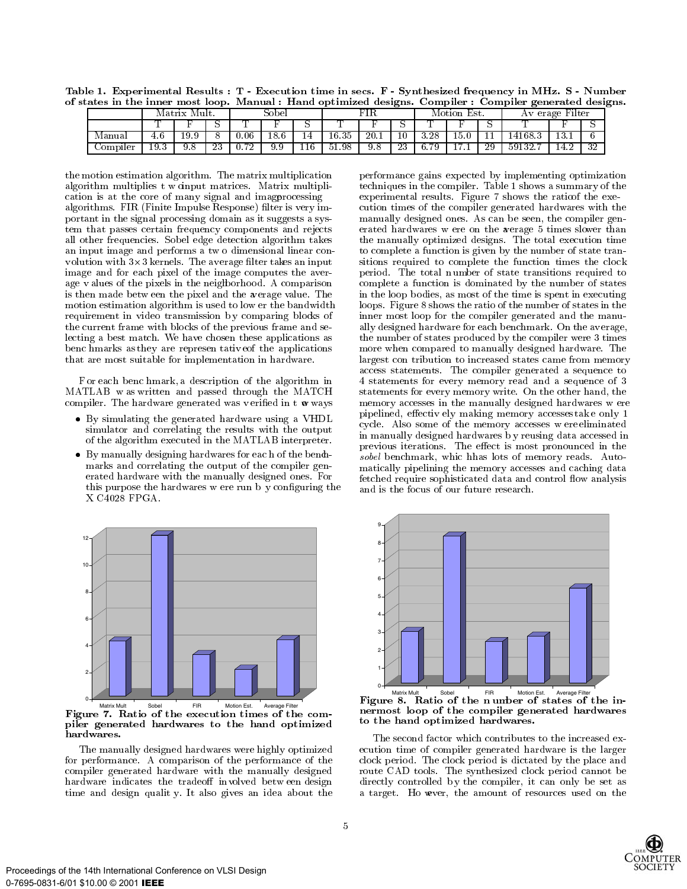Table 1. Experimental Results : T - Execution time in secs. F - Synthesized frequency in MHz. S - Number of states in the inner most loop. Manual : Hand optimized designs. Compiler : Compiler generated designs.

| | Matrix Mult. | | | Sobel | | | FIR | | | Motion Est. | | | Average Filter | | |
|---|---|---|---|---|---|---|---|---|---|---|---|---|---|---|---|
| | T | F | S | T | F | S | T | F | S | T | F | S | T | F | S |
| Manual | 4.6 | 19.9 | 8 | 0.06 | 18.6 | 14 | 16.35 | 20.1 | 10 | 3.28 | 15.0 | 11 | 14168.3 | 13.1 | 6 |
| Compiler | 19.3 | 9.8 | 23 | 0.72 | 9.9 | 116 | 51.98 | 9.8 | 23 | 6.79 | 17.1 | 29 | 59132.7 | 14.2 | 32 |

the motion estimation algorithm. The matrix multiplication algorithm multiplies two input matrices. Matrix multiplication is at the core of many signal and image processing algorithms. FIR (Finite Impulse Response) filter is very important in the signal processing domain as it suggests a system that passes certain frequency components and rejects all other frequencies. Sobel edge detection algorithm takes an input image and performs a two dimensional linear convolution with $3 \times 3$ kernels. The average filter takes an input image and for each pixel of the image computes the average values of the pixels in the neighborhood. A comparison is then made between the pixel and the average value. The motion estimation algorithm is used to lower the bandwidth requirement in video transmission by comparing blocks of the current frame with blocks of the previous frame and selecting a best match. We have chosen these applications as benchmarks as they are representative of the applications that are most suitable for implementation in hardware.

For each benchmark, a description of the algorithm in MATLAB was written and passed through the MATCH compiler. The hardware generated was verified in two ways

- By simulating the generated hardware using a VHDL simulator and correlating the results with the output of the algorithm executed in the MATLAB interpreter.
- By manually designing hardwares for each of the benchmarks and correlating the output of the compiler generated hardware with the manually designed ones. For this purpose the hardwares were run by configuring the XC4028 FPGA.

Figure 7. Ratio of the execution times of the compiler generated hardwares to the hand optimized hardwares.

The manually designed hardwares were highly optimized for performance. A comparison of the performance of the compiler generated hardware with the manually designed hardware indicates the tradeoff involved between design time and design quality. It also gives an idea about the performance gains expected by implementing optimization techniques in the compiler. Table 1 shows a summary of the experimental results. Figure 7 shows the ratio of the execution times of the compiler generated hardwares with the manually designed ones. As can be seen, the compiler generated hardwares were on the average 5 times slower than the manually optimized designs. The total execution time to complete a function is given by the number of state transitions required to complete the function times the clock period. The total number of state transitions required to complete a function is dominated by the number of states in the loop bodies, as most of the time is spent in executing loops. Figure 8 shows the ratio of the number of states in the inner most loop for the compiler generated and the manually designed hardware for each benchmark. On the average, the number of states produced by the compiler were 3 times more when compared to manually designed hardware. The largest contribution to increased states came from memory access statements. The compiler generated a sequence to 4 statements for every memory read and a sequence of 3 statements for every memory write. On the other hand, the memory accesses in the manually designed hardwares were pipelined, effectively making memory accesses take only 1 cycle. Also some of the memory accesses were eliminated in manually designed hardwares by reusing data accessed in previous iterations. The effect is most pronounced in the *sobel* benchmark, which has lots of memory reads. Automatically pipelining the memory accesses and caching data fetched require sophisticated data and control flow analysis and is the focus of our future research.

Figure 8. Ratio of the number of states of the innermost loop of the compiler generated hardwares to the hand optimized hardwares.

The second factor which contributes to the increased execution time of compiler generated hardware is the larger clock period. The clock period is dictated by the place and route CAD tools. The synthesized clock period cannot be directly controlled by the compiler, it can only be set as a target. However, the amount of resources used on the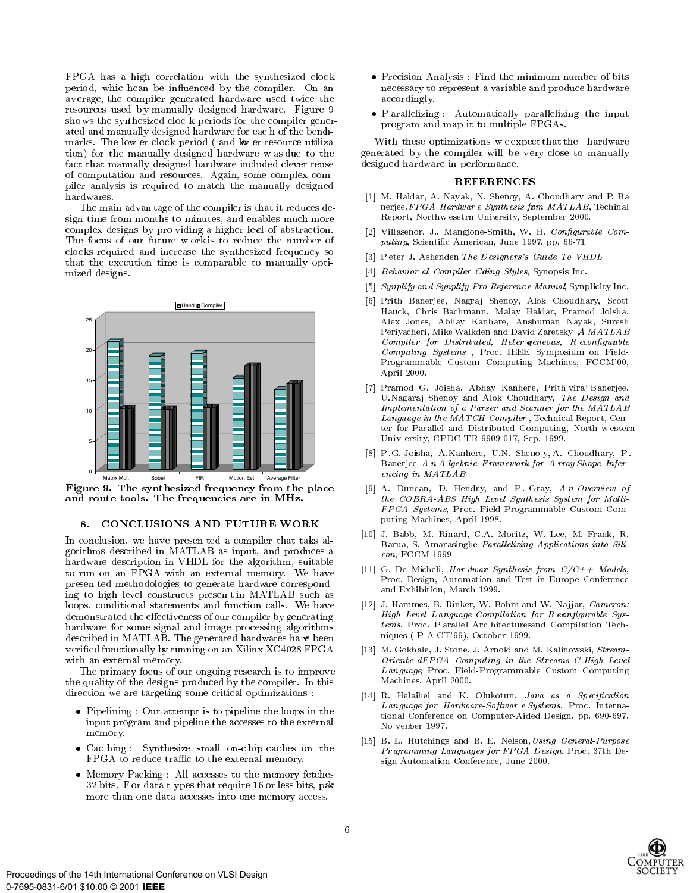FPGA has a high correlation with the synthesized clock period, whic hcan be influenced by the compiler. On an average, the compiler generated hardware used twice the resources used by manually designed hardware. Figure 9 shows the synthesized clock periods for the compiler generated and manually designed hardware for each of the benchmarks. The lower clock period (and lower resource utilization) for the manually designed hardware was due to the fact that manually designed hardware included clever reuse of computation and resources. Again, some complex compiler analysis is required to match the manually designed hardwares.

The main advantage of the compiler is that it reduces design time from months to minutes, and enables much more complex designs by providing a higher level of abstraction. The focus of our future work is to reduce the number of clocks required and increase the synthesized frequency so that the execution time is comparable to manually optimized designs.

Hand
Compiler

25
20
15
10
5
0

Matrix Mult
Sobel
FIR
Motion Est
Average Filter

**Figure 9. The synthesized frequency from the place and route tools. The frequencies are in MHz.**

## 8. CONCLUSIONS AND FUTURE WORK

In conclusion, we have presented a compiler that takes algorithms described in MATLAB as input, and produces a hardware description in VHDL for the algorithm, suitable to run on an FPGA with an external memory. We have presented methodologies to generate hardware corresponding to high level constructs present in MATLAB such as loops, conditional statements and function calls. We have demonstrated the effectiveness of our compiler by generating hardware for some signal and image processing algorithms described in MATLAB. The generated hardwares have been verified functionally by running on an Xilinx XC4028 FPGA with an external memory.

The primary focus of our ongoing research is to improve the quality of the designs produced by the compiler. In this direction we are targeting some critical optimizations :

- Pipelining : Our attempt is to pipeline the loops in the input program and pipeline the accesses to the external memory.
- Caching : Synthesize small on-chip caches on the FPGA to reduce traffic to the external memory.
- Memory Packing : All accesses to the memory fetches 32 bits. For data types that require 16 or less bits, pack more than one data accesses into one memory access.
- Precision Analysis : Find the minimum number of bits necessary to represent a variable and produce hardware accordingly.
- Parallelizing : Automatically parallelizing the input program and map it to multiple FPGAs.

With these optimizations we expect that the hardware generated by the compiler will be very close to manually designed hardware in performance.

## REFERENCES

[1] M. Haldar, A. Nayak, N. Shenoy, A. Choudhary and P. Banerjee, *FPGA Hardware Synthesis from MATLAB*, Techinal Report, Northwesetrn University, September 2000.

[2] Villasenor, J., Mangione-Smith, W. H. *Configurable Computing*, Scientific American, June 1997, pp. 66-71

[3] Peter J. Ashenden *The Designers's Guide To VHDL*

[4] *Behavioral Compiler Coding Styles*, Synopsis Inc.

[5] *Synplify and Synplify Pro Reference Manual*, Synplicity Inc.

[6] Prith Banerjee, Nagraj Shenoy, Alok Choudhary, Scott Hauck, Chris Bachmann, Malay Haldar, Pramod Joisha, Alex Jones, Abhay Kanhare, Anshuman Nayak, Suresh Periyacheri, Mike Walkden and David Zaretsky, *A MATLAB Compiler for Distributed, Heterogeneous, Reconfigurable Computing Systems*, Proc. IEEE Symposium on Field-Programmable Custom Computing Machines, FCCM'00, April 2000.

[7] Pramod G. Joisha, Abhay Kanhere, Prithviraj Banerjee, U.Nagaraj Shenoy and Alok Choudhary, *The Design and Implementation of a Parser and Scanner for the MATLAB Language in the MATCH Compiler*, Technical Report, Center for Parallel and Distributed Computing, Northwestern University, CPDC-TR-9909-017, Sep. 1999.

[8] P.G. Joisha, A.Kanhere, U.N. Shenoy, A. Choudhary, P. Banerjee *An Algebraic Framework for Array Shape Inferencing in MATLAB*

[9] A. Duncan, D. Hendry, and P. Gray, *An Overview of the COBRA-ABS High Level Synthesis System for Multi-FPGA Systems*, Proc. Field-Programmable Custom Computing Machines, April 1998.

[10] J. Babb, M. Rinard, C.A. Moritz, W. Lee, M. Frank, R. Barua, S. Amarasinghe *Parallelizing Applications into Silicon*, FCCM 1999

[11] G. De Micheli, *Hardware Synthesis from C/C++ Models*, Proc. Design, Automation and Test in Europe Conference and Exhibition, March 1999.

[12] J. Hammes, B. Rinker, W. Bohm and W. Najjar, *Cameron: High Level Language Compilation for Reconfigurable Systems*, Proc. Parallel Architecturesand Compilation Techniques (PACT'99), October 1999.

[13] M. Gokhale, J. Stone, J. Arnold and M. Kalinowski, *Stream-Oriented FPGA Computing in the Streams-C High Level Language*, Proc. Field-Programmable Custom Computing Machines, April 2000.

[14] R. Helaihel and K. Olukotun, *Java as a Specification Language for Hardware-Software Systems*, Proc. International Conference on Computer-Aided Design, pp. 690-697. November 1997.

[15] B. L. Hutchings and B. E. Nelson, *Using General-Purpose Programming Languages for FPGA Design*, Proc. 37th Design Automation Conference, June 2000.